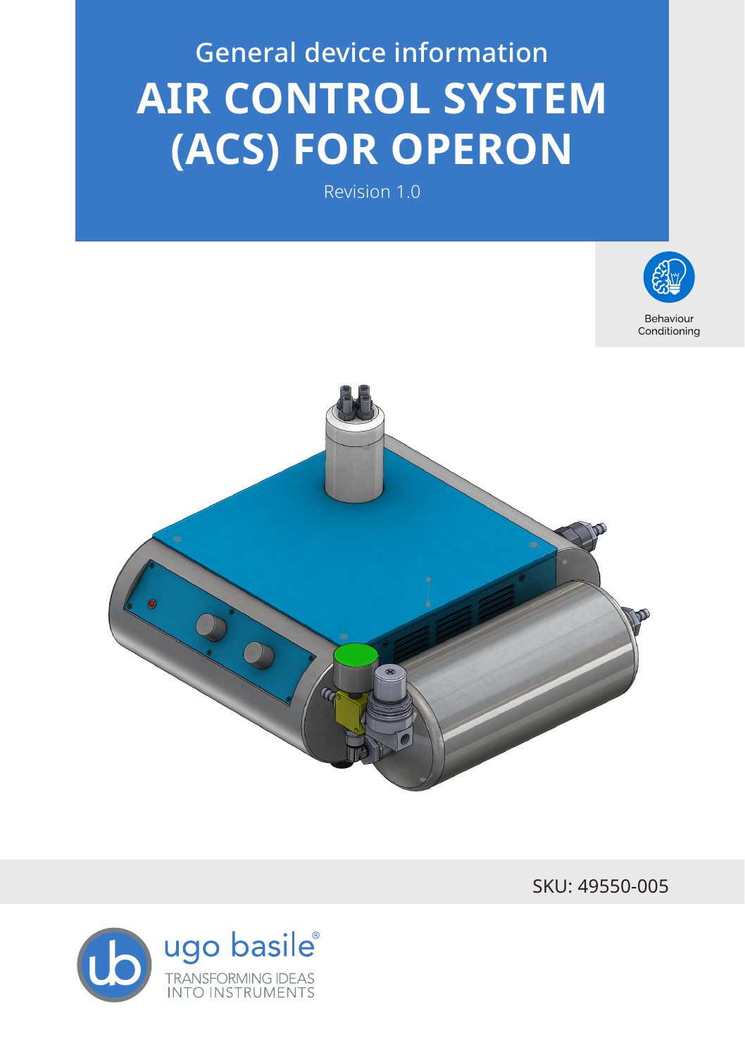General device information

# AIR CONTROL SYSTEM (ACS) FOR OPERON

Revision 1.0

Behaviour Conditioning

SKU: 49550-005

ugo basile®

TRANSFORMING IDEAS INTO INSTRUMENTS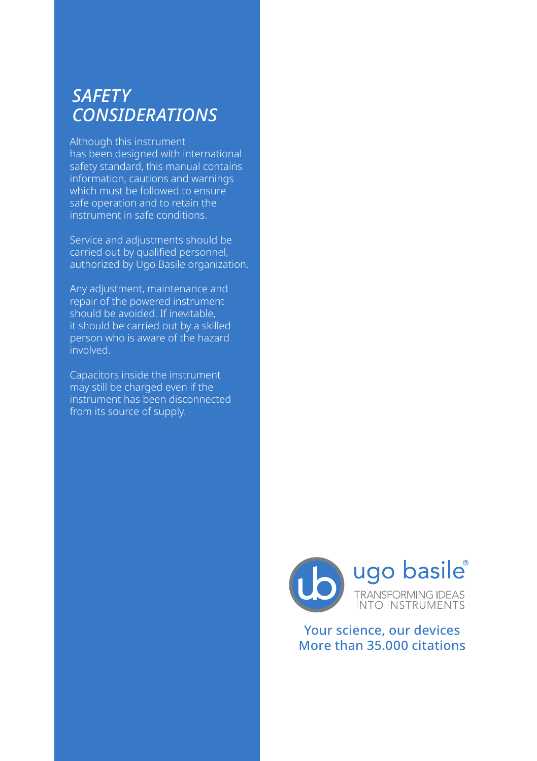# *SAFETY CONSIDERATIONS*

Although this instrument has been designed with international safety standard, this manual contains information, cautions and warnings which must be followed to ensure safe operation and to retain the instrument in safe conditions.

Service and adjustments should be carried out by qualified personnel, authorized by Ugo Basile organization.

Any adjustment, maintenance and repair of the powered instrument should be avoided. If inevitable, it should be carried out by a skilled person who is aware of the hazard involved.

Capacitors inside the instrument may still be charged even if the instrument has been disconnected from its source of supply.

ugo basile®

TRANSFORMING IDEAS INTO INSTRUMENTS

**Your science, our devices**
**More than 35.000 citations**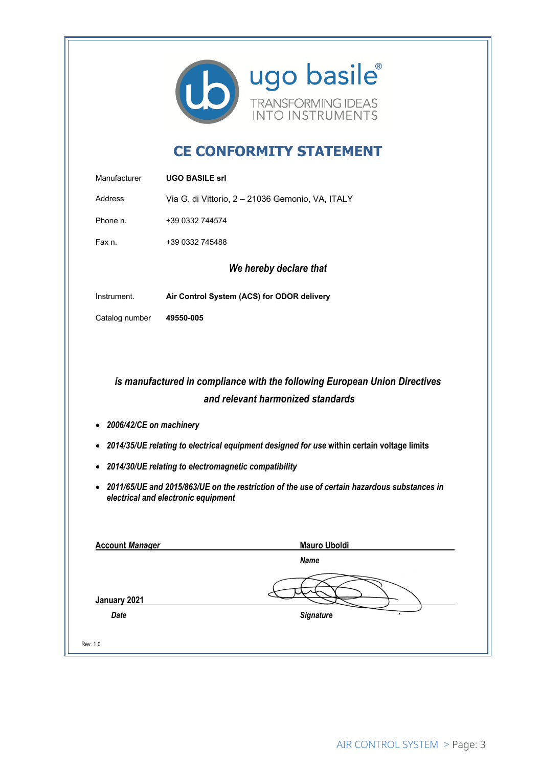ugo basile®

TRANSFORMING IDEAS INTO INSTRUMENTS

# CE CONFORMITY STATEMENT

| | |
|---|---|
| Manufacturer | **UGO BASILE srl** |
| Address | Via G. di Vittorio, 2 – 21036 Gemonio, VA, ITALY |
| Phone n. | +39 0332 744574 |
| Fax n. | +39 0332 745488 |

*We hereby declare that*

| | |
|---|---|
| Instrument. | **Air Control System (ACS) for ODOR delivery** |
| Catalog number | **49550-005** |

***is manufactured in compliance with the following European Union Directives and relevant harmonized standards***

- ***2006/42/CE on machinery***
- ***2014/35/UE relating to electrical equipment designed for use* within certain voltage limits**
- ***2014/30/UE relating to electromagnetic compatibility***
- ***2011/65/UE and 2015/863/UE on the restriction of the use of certain hazardous substances in electrical and electronic equipment***

**Account *Manager*** **Mauro Uboldi**

***Name***

**January 2021**

***Date*** ***Signature***

Rev. 1.0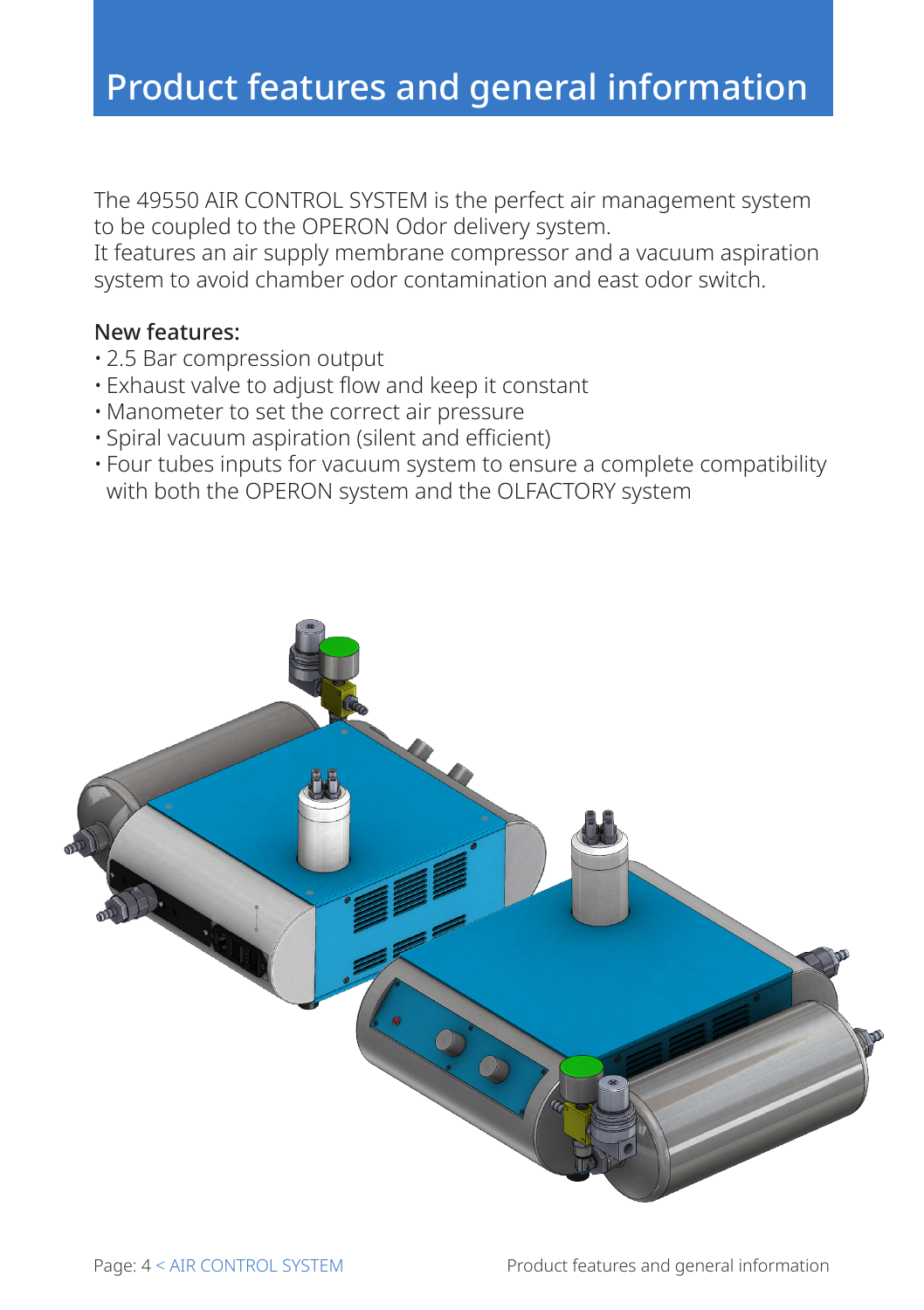# Product features and general information

The 49550 AIR CONTROL SYSTEM is the perfect air management system to be coupled to the OPERON Odor delivery system.
It features an air supply membrane compressor and a vacuum aspiration system to avoid chamber odor contamination and east odor switch.

**New features:**

- 2.5 Bar compression output
- Exhaust valve to adjust flow and keep it constant
- Manometer to set the correct air pressure
- Spiral vacuum aspiration (silent and efficient)
- Four tubes inputs for vacuum system to ensure a complete compatibility with both the OPERON system and the OLFACTORY system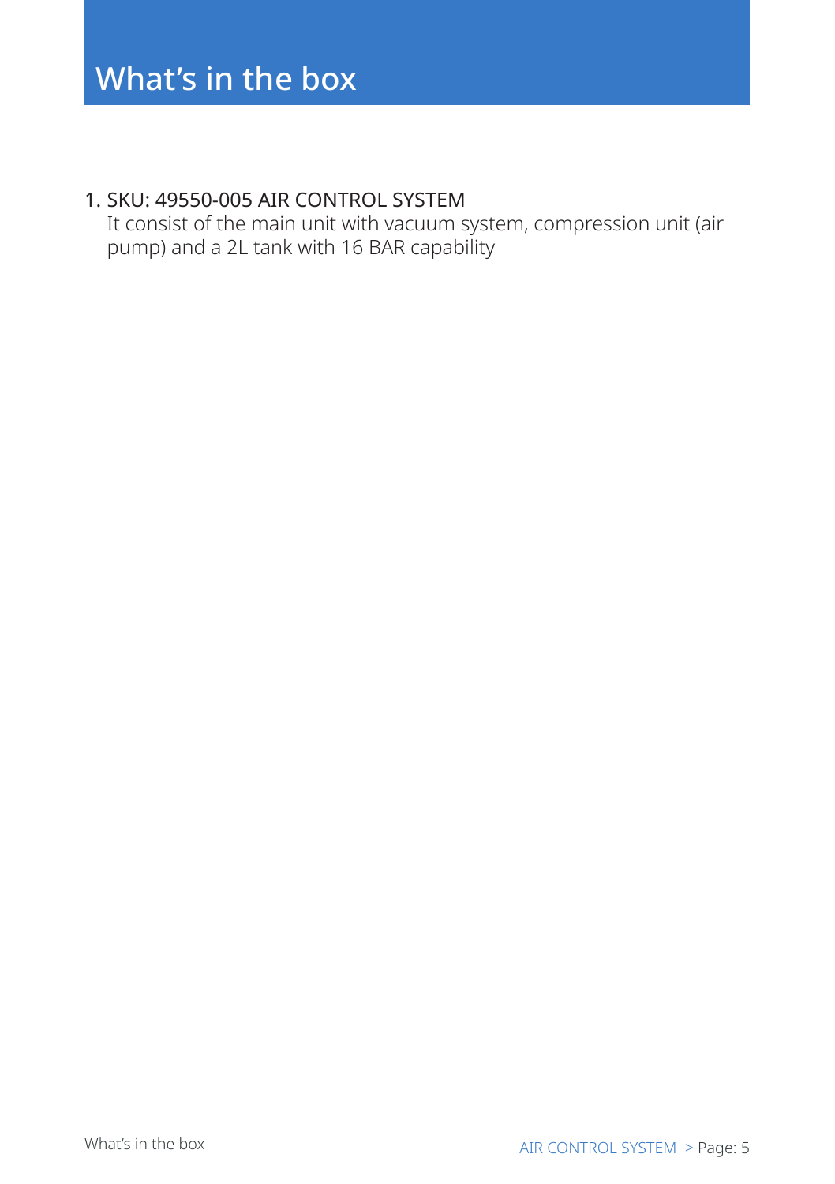# What's in the box

1. SKU: 49550-005 AIR CONTROL SYSTEM
   It consist of the main unit with vacuum system, compression unit (air pump) and a 2L tank with 16 BAR capability